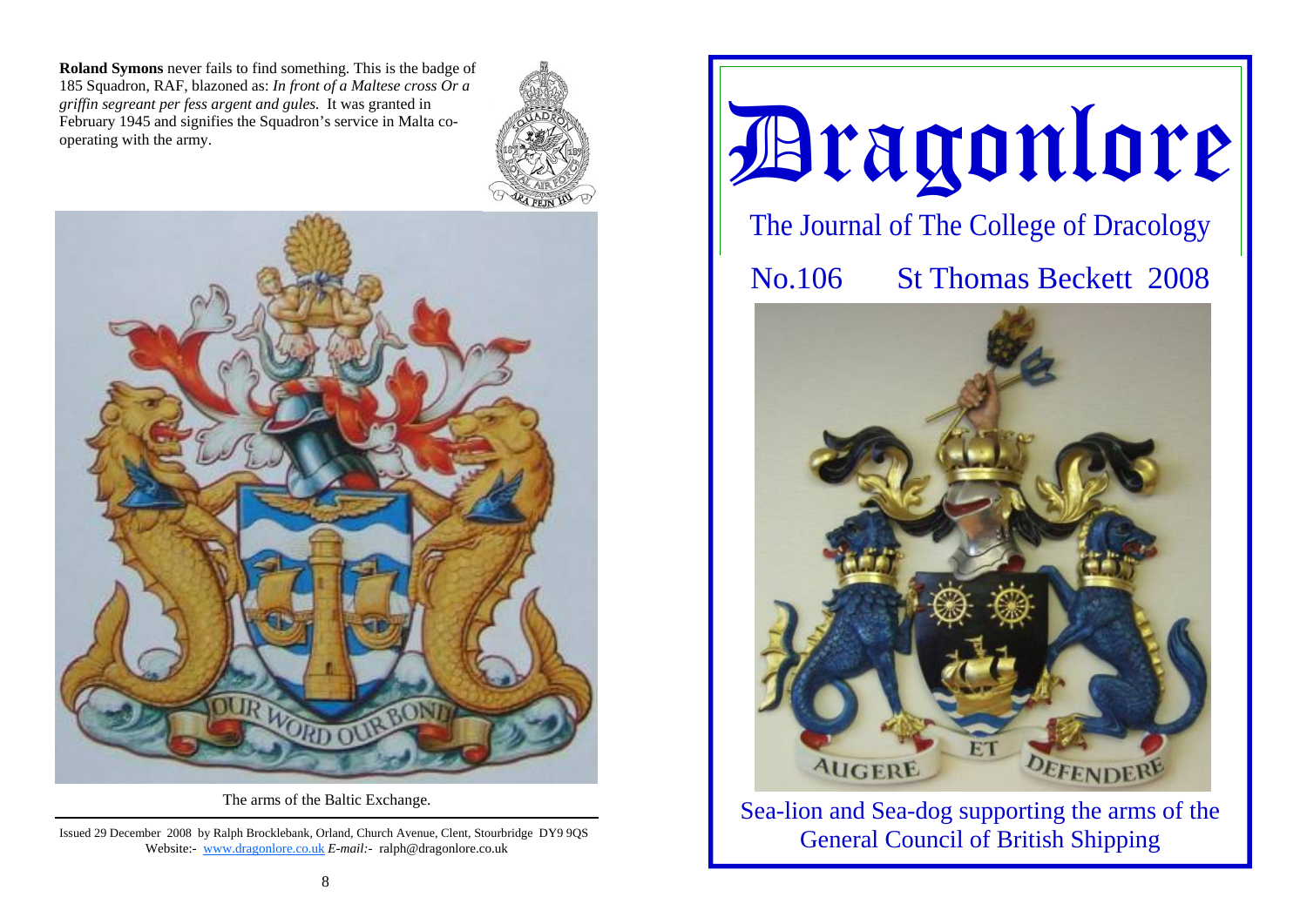**Roland Symons** never fails to find something. This is the badge of 185 Squadron, RAF, blazoned as: *In front of a Maltese cross Or a griffin segreant per fess argent and gules.* It was granted in February 1945 and signifies the Squadron's service in Malta co-operating with the army.

The arms of the Baltic Exchange.

Issued 29 December 2008 by Ralph Brocklebank, Orland, Church Avenue, Clent, Stourbridge DY9 9QS
Website:- www.dragonlore.co.uk *E-mail:*- ralph@dragonlore.co.uk

# Dragonlore

## The Journal of The College of Dracology

No.106 St Thomas Beckett 2008

Sea-lion and Sea-dog supporting the arms of the General Council of British Shipping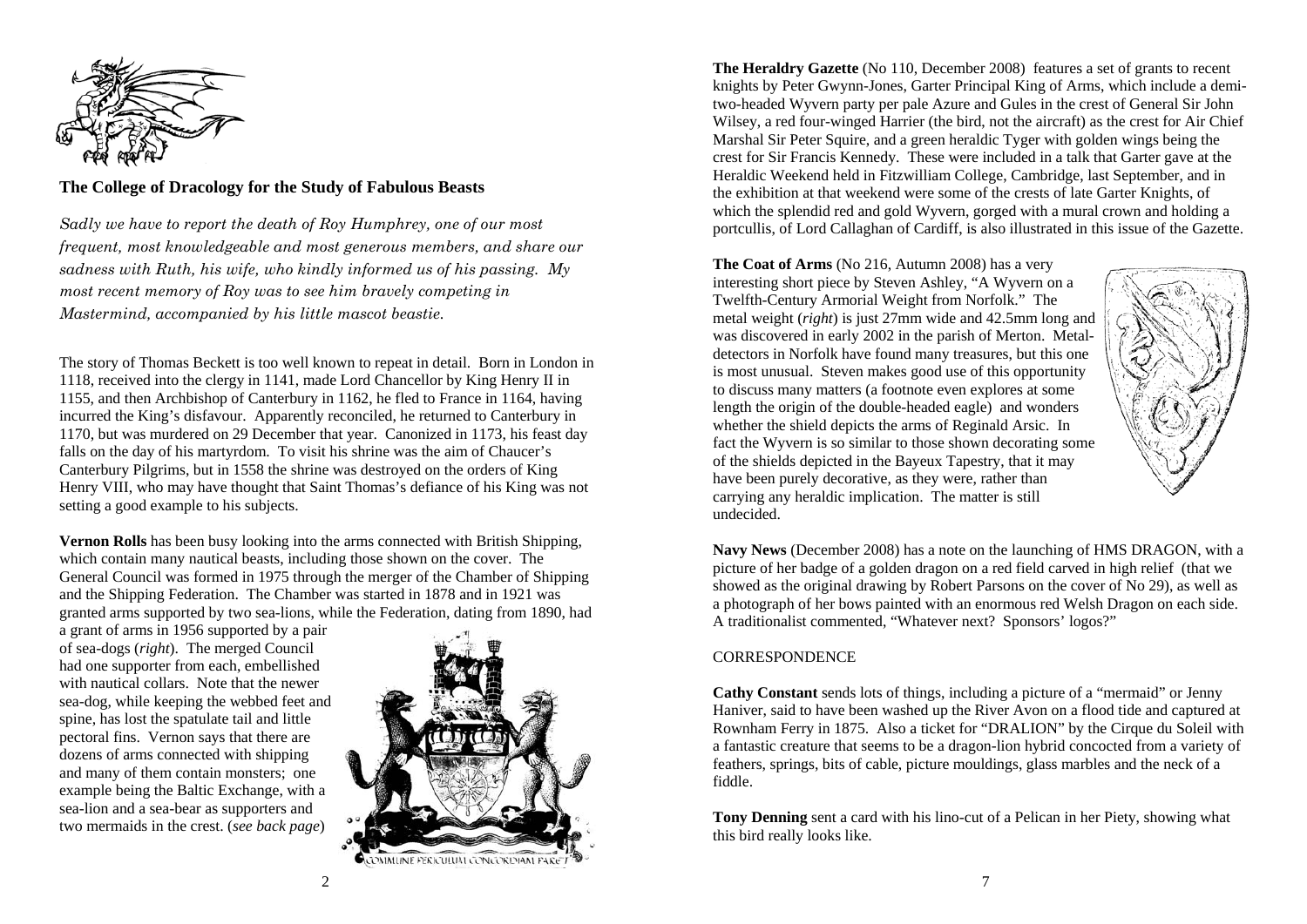## The College of Dracology for the Study of Fabulous Beasts

*Sadly we have to report the death of Roy Humphrey, one of our most frequent, most knowledgeable and most generous members, and share our sadness with Ruth, his wife, who kindly informed us of his passing. My most recent memory of Roy was to see him bravely competing in Mastermind, accompanied by his little mascot beastie.*

The story of Thomas Beckett is too well known to repeat in detail. Born in London in 1118, received into the clergy in 1141, made Lord Chancellor by King Henry II in 1155, and then Archbishop of Canterbury in 1162, he fled to France in 1164, having incurred the King's disfavour. Apparently reconciled, he returned to Canterbury in 1170, but was murdered on 29 December that year. Canonized in 1173, his feast day falls on the day of his martyrdom. To visit his shrine was the aim of Chaucer's Canterbury Pilgrims, but in 1558 the shrine was destroyed on the orders of King Henry VIII, who may have thought that Saint Thomas's defiance of his King was not setting a good example to his subjects.

**Vernon Rolls** has been busy looking into the arms connected with British Shipping, which contain many nautical beasts, including those shown on the cover. The General Council was formed in 1975 through the merger of the Chamber of Shipping and the Shipping Federation. The Chamber was started in 1878 and in 1921 was granted arms supported by two sea-lions, while the Federation, dating from 1890, had a grant of arms in 1956 supported by a pair of sea-dogs (*right*). The merged Council had one supporter from each, embellished with nautical collars. Note that the newer sea-dog, while keeping the webbed feet and spine, has lost the spatulate tail and little pectoral fins. Vernon says that there are dozens of arms connected with shipping and many of them contain monsters; one example being the Baltic Exchange, with a sea-lion and a sea-bear as supporters and two mermaids in the crest. (*see back page*)

**The Heraldry Gazette** (No 110, December 2008) features a set of grants to recent knights by Peter Gwynn-Jones, Garter Principal King of Arms, which include a demi-two-headed Wyvern party per pale Azure and Gules in the crest of General Sir John Wilsey, a red four-winged Harrier (the bird, not the aircraft) as the crest for Air Chief Marshal Sir Peter Squire, and a green heraldic Tyger with golden wings being the crest for Sir Francis Kennedy. These were included in a talk that Garter gave at the Heraldic Weekend held in Fitzwilliam College, Cambridge, last September, and in the exhibition at that weekend were some of the crests of late Garter Knights, of which the splendid red and gold Wyvern, gorged with a mural crown and holding a portcullis, of Lord Callaghan of Cardiff, is also illustrated in this issue of the Gazette.

**The Coat of Arms** (No 216, Autumn 2008) has a very interesting short piece by Steven Ashley, "A Wyvern on a Twelfth-Century Armorial Weight from Norfolk." The metal weight (*right*) is just 27mm wide and 42.5mm long and was discovered in early 2002 in the parish of Merton. Metal-detectors in Norfolk have found many treasures, but this one is most unusual. Steven makes good use of this opportunity to discuss many matters (a footnote even explores at some length the origin of the double-headed eagle) and wonders whether the shield depicts the arms of Reginald Arsic. In fact the Wyvern is so similar to those shown decorating some of the shields depicted in the Bayeux Tapestry, that it may have been purely decorative, as they were, rather than carrying any heraldic implication. The matter is still undecided.

**Navy News** (December 2008) has a note on the launching of HMS DRAGON, with a picture of her badge of a golden dragon on a red field carved in high relief (that we showed as the original drawing by Robert Parsons on the cover of No 29), as well as a photograph of her bows painted with an enormous red Welsh Dragon on each side. A traditionalist commented, "Whatever next? Sponsors' logos?"

CORRESPONDENCE

**Cathy Constant** sends lots of things, including a picture of a "mermaid" or Jenny Haniver, said to have been washed up the River Avon on a flood tide and captured at Rownham Ferry in 1875. Also a ticket for "DRALION" by the Cirque du Soleil with a fantastic creature that seems to be a dragon-lion hybrid concocted from a variety of feathers, springs, bits of cable, picture mouldings, glass marbles and the neck of a fiddle.

**Tony Denning** sent a card with his lino-cut of a Pelican in her Piety, showing what this bird really looks like.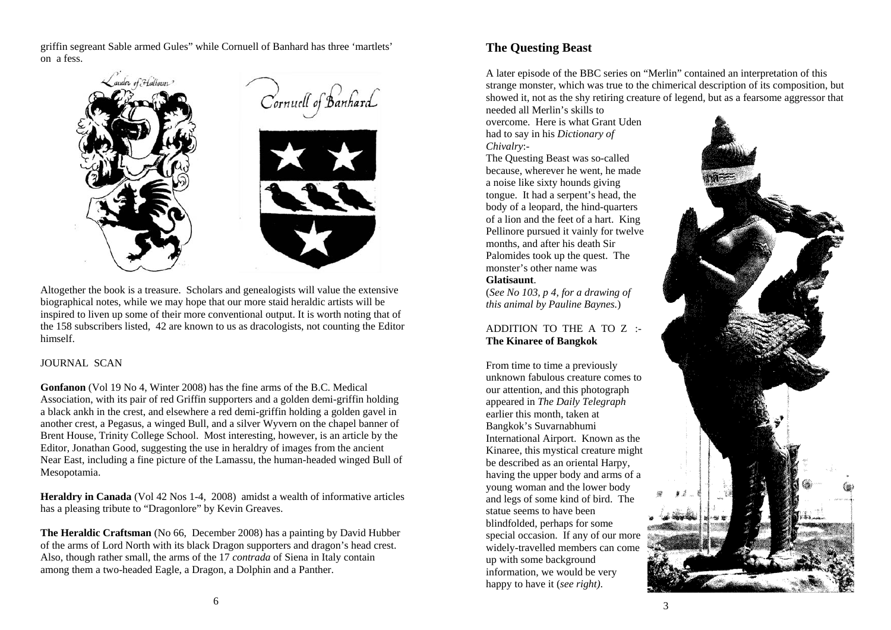griffin segreant Sable armed Gules" while Cornuell of Banhard has three 'martlets' on a fess.

Altogether the book is a treasure. Scholars and genealogists will value the extensive biographical notes, while we may hope that our more staid heraldic artists will be inspired to liven up some of their more conventional output. It is worth noting that of the 158 subscribers listed, 42 are known to us as dracologists, not counting the Editor himself.

JOURNAL SCAN

**Gonfanon** (Vol 19 No 4, Winter 2008) has the fine arms of the B.C. Medical Association, with its pair of red Griffin supporters and a golden demi-griffin holding a black ankh in the crest, and elsewhere a red demi-griffin holding a golden gavel in another crest, a Pegasus, a winged Bull, and a silver Wyvern on the chapel banner of Brent House, Trinity College School. Most interesting, however, is an article by the Editor, Jonathan Good, suggesting the use in heraldry of images from the ancient Near East, including a fine picture of the Lamassu, the human-headed winged Bull of Mesopotamia.

**Heraldry in Canada** (Vol 42 Nos 1-4, 2008) amidst a wealth of informative articles has a pleasing tribute to "Dragonlore" by Kevin Greaves.

**The Heraldic Craftsman** (No 66, December 2008) has a painting by David Hubber of the arms of Lord North with its black Dragon supporters and dragon's head crest. Also, though rather small, the arms of the 17 *contrada* of Siena in Italy contain among them a two-headed Eagle, a Dragon, a Dolphin and a Panther.

## The Questing Beast

A later episode of the BBC series on "Merlin" contained an interpretation of this strange monster, which was true to the chimerical description of its composition, but showed it, not as the shy retiring creature of legend, but as a fearsome aggressor that needed all Merlin's skills to overcome. Here is what Grant Uden had to say in his *Dictionary of Chivalry*:-

The Questing Beast was so-called because, wherever he went, he made a noise like sixty hounds giving tongue. It had a serpent's head, the body of a leopard, the hind-quarters of a lion and the feet of a hart. King Pellinore pursued it vainly for twelve months, and after his death Sir Palomides took up the quest. The monster's other name was **Glatisaunt**.

(*See No 103, p 4, for a drawing of this animal by Pauline Baynes.*)

ADDITION TO THE A TO Z :-
**The Kinaree of Bangkok**

From time to time a previously unknown fabulous creature comes to our attention, and this photograph appeared in *The Daily Telegraph* earlier this month, taken at Bangkok's Suvarnabhumi International Airport. Known as the Kinaree, this mystical creature might be described as an oriental Harpy, having the upper body and arms of a young woman and the lower body and legs of some kind of bird. The statue seems to have been blindfolded, perhaps for some special occasion. If any of our more widely-travelled members can come up with some background information, we would be very happy to have it (*see right*).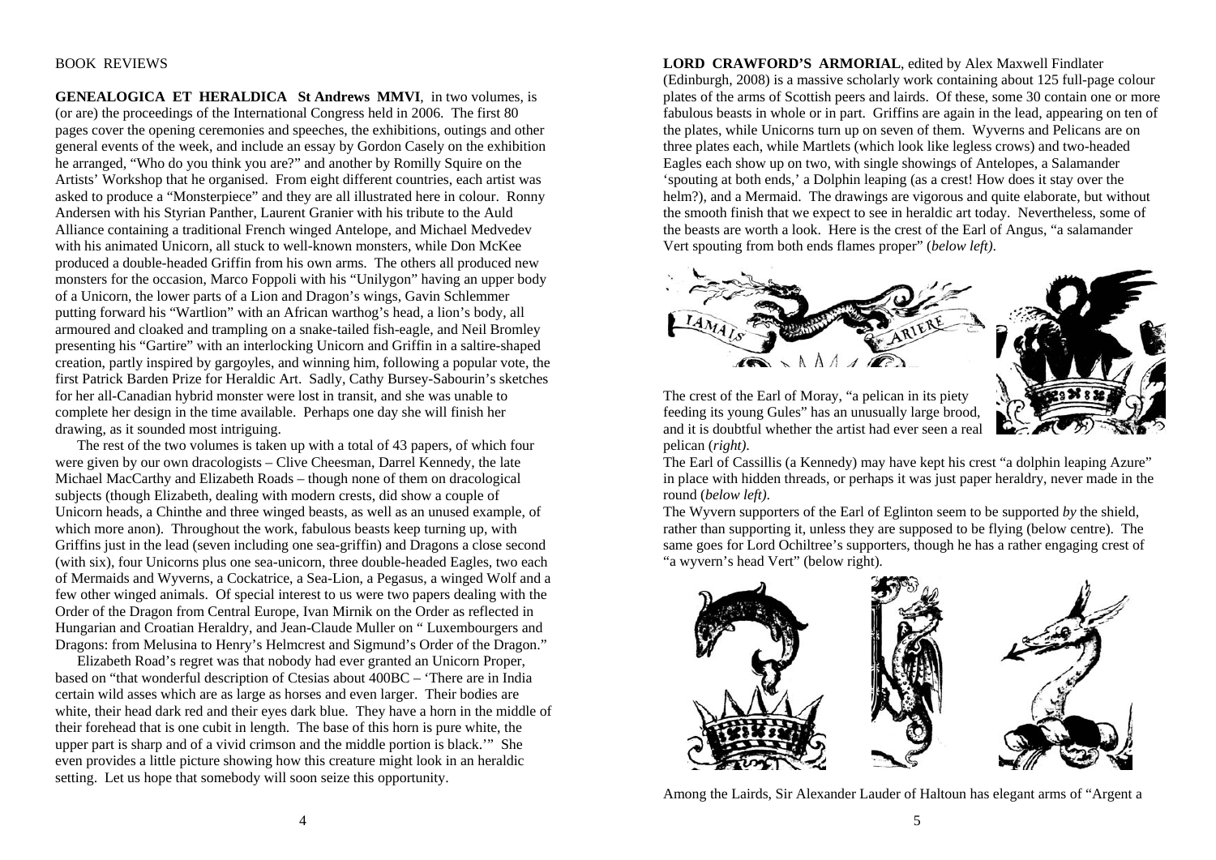BOOK REVIEWS

**GENEALOGICA ET HERALDICA St Andrews MMVI**, in two volumes, is (or are) the proceedings of the International Congress held in 2006. The first 80 pages cover the opening ceremonies and speeches, the exhibitions, outings and other general events of the week, and include an essay by Gordon Casely on the exhibition he arranged, "Who do you think you are?" and another by Romilly Squire on the Artists' Workshop that he organised. From eight different countries, each artist was asked to produce a "Monsterpiece" and they are all illustrated here in colour. Ronny Andersen with his Styrian Panther, Laurent Granier with his tribute to the Auld Alliance containing a traditional French winged Antelope, and Michael Medvedev with his animated Unicorn, all stuck to well-known monsters, while Don McKee produced a double-headed Griffin from his own arms. The others all produced new monsters for the occasion, Marco Foppoli with his "Unilygon" having an upper body of a Unicorn, the lower parts of a Lion and Dragon's wings, Gavin Schlemmer putting forward his "Wartlion" with an African warthog's head, a lion's body, all armoured and cloaked and trampling on a snake-tailed fish-eagle, and Neil Bromley presenting his "Gartire" with an interlocking Unicorn and Griffin in a saltire-shaped creation, partly inspired by gargoyles, and winning him, following a popular vote, the first Patrick Barden Prize for Heraldic Art. Sadly, Cathy Bursey-Sabourin's sketches for her all-Canadian hybrid monster were lost in transit, and she was unable to complete her design in the time available. Perhaps one day she will finish her drawing, as it sounded most intriguing.

The rest of the two volumes is taken up with a total of 43 papers, of which four were given by our own dracologists – Clive Cheesman, Darrel Kennedy, the late Michael MacCarthy and Elizabeth Roads – though none of them on dracological subjects (though Elizabeth, dealing with modern crests, did show a couple of Unicorn heads, a Chinthe and three winged beasts, as well as an unused example, of which more anon). Throughout the work, fabulous beasts keep turning up, with Griffins just in the lead (seven including one sea-griffin) and Dragons a close second (with six), four Unicorns plus one sea-unicorn, three double-headed Eagles, two each of Mermaids and Wyverns, a Cockatrice, a Sea-Lion, a Pegasus, a winged Wolf and a few other winged animals. Of special interest to us were two papers dealing with the Order of the Dragon from Central Europe, Ivan Mirnik on the Order as reflected in Hungarian and Croatian Heraldry, and Jean-Claude Muller on " Luxembourgers and Dragons: from Melusina to Henry's Helmcrest and Sigmund's Order of the Dragon."

Elizabeth Road's regret was that nobody had ever granted an Unicorn Proper, based on "that wonderful description of Ctesias about 400BC – 'There are in India certain wild asses which are as large as horses and even larger. Their bodies are white, their head dark red and their eyes dark blue. They have a horn in the middle of their forehead that is one cubit in length. The base of this horn is pure white, the upper part is sharp and of a vivid crimson and the middle portion is black.'" She even provides a little picture showing how this creature might look in an heraldic setting. Let us hope that somebody will soon seize this opportunity.

**LORD CRAWFORD'S ARMORIAL**, edited by Alex Maxwell Findlater (Edinburgh, 2008) is a massive scholarly work containing about 125 full-page colour plates of the arms of Scottish peers and lairds. Of these, some 30 contain one or more fabulous beasts in whole or in part. Griffins are again in the lead, appearing on ten of the plates, while Unicorns turn up on seven of them. Wyverns and Pelicans are on three plates each, while Martlets (which look like legless crows) and two-headed Eagles each show up on two, with single showings of Antelopes, a Salamander 'spouting at both ends,' a Dolphin leaping (as a crest! How does it stay over the helm?), and a Mermaid. The drawings are vigorous and quite elaborate, but without the smooth finish that we expect to see in heraldic art today. Nevertheless, some of the beasts are worth a look. Here is the crest of the Earl of Angus, "a salamander Vert spouting from both ends flames proper" (*below left)*.

The crest of the Earl of Moray, "a pelican in its piety feeding its young Gules" has an unusually large brood, and it is doubtful whether the artist had ever seen a real pelican (*right)*.

The Earl of Cassillis (a Kennedy) may have kept his crest "a dolphin leaping Azure" in place with hidden threads, or perhaps it was just paper heraldry, never made in the round (*below left)*.

The Wyvern supporters of the Earl of Eglinton seem to be supported *by* the shield, rather than supporting it, unless they are supposed to be flying (below centre). The same goes for Lord Ochiltree's supporters, though he has a rather engaging crest of "a wyvern's head Vert" (below right).

Among the Lairds, Sir Alexander Lauder of Haltoun has elegant arms of "Argent a